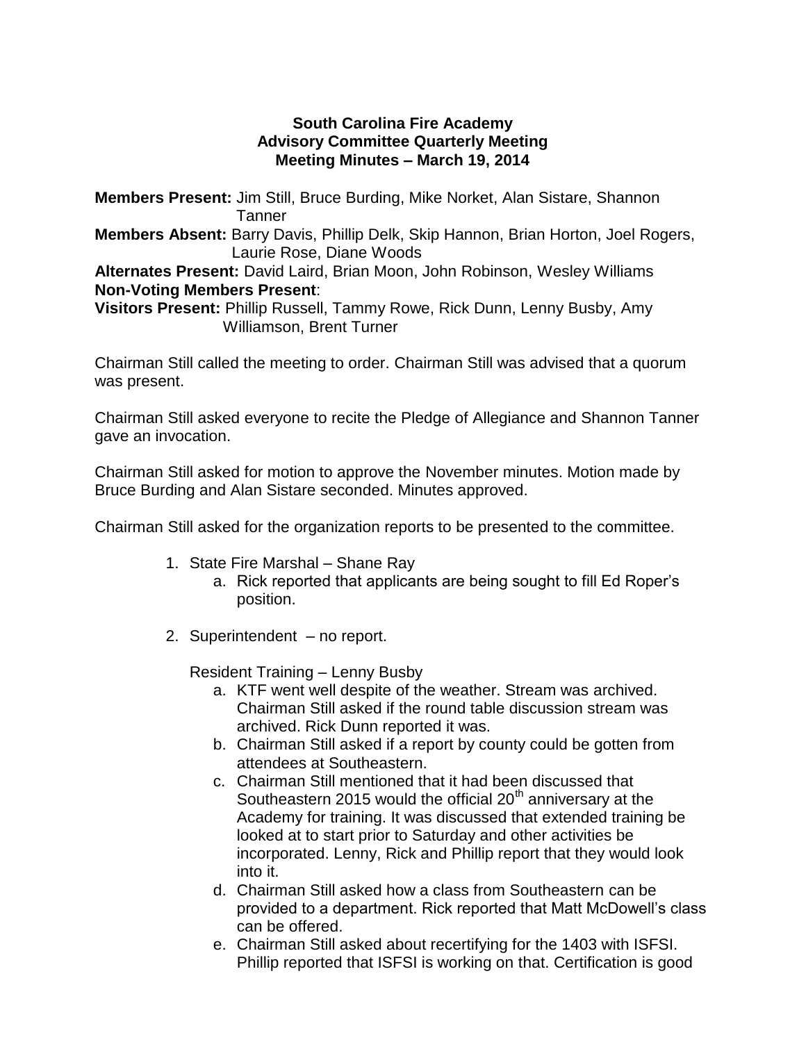**South Carolina Fire Academy**
**Advisory Committee Quarterly Meeting**
**Meeting Minutes – March 19, 2014**

**Members Present:** Jim Still, Bruce Burding, Mike Norket, Alan Sistare, Shannon Tanner
**Members Absent:** Barry Davis, Phillip Delk, Skip Hannon, Brian Horton, Joel Rogers, Laurie Rose, Diane Woods
**Alternates Present:** David Laird, Brian Moon, John Robinson, Wesley Williams
**Non-Voting Members Present**:
**Visitors Present:** Phillip Russell, Tammy Rowe, Rick Dunn, Lenny Busby, Amy Williamson, Brent Turner

Chairman Still called the meeting to order. Chairman Still was advised that a quorum was present.

Chairman Still asked everyone to recite the Pledge of Allegiance and Shannon Tanner gave an invocation.

Chairman Still asked for motion to approve the November minutes. Motion made by Bruce Burding and Alan Sistare seconded. Minutes approved.

Chairman Still asked for the organization reports to be presented to the committee.

1. State Fire Marshal – Shane Ray
   a. Rick reported that applicants are being sought to fill Ed Roper's position.

2. Superintendent – no report.

   Resident Training – Lenny Busby
   a. KTF went well despite of the weather. Stream was archived. Chairman Still asked if the round table discussion stream was archived. Rick Dunn reported it was.
   b. Chairman Still asked if a report by county could be gotten from attendees at Southeastern.
   c. Chairman Still mentioned that it had been discussed that Southeastern 2015 would the official 20th anniversary at the Academy for training. It was discussed that extended training be looked at to start prior to Saturday and other activities be incorporated. Lenny, Rick and Phillip report that they would look into it.
   d. Chairman Still asked how a class from Southeastern can be provided to a department. Rick reported that Matt McDowell's class can be offered.
   e. Chairman Still asked about recertifying for the 1403 with ISFSI. Phillip reported that ISFSI is working on that. Certification is good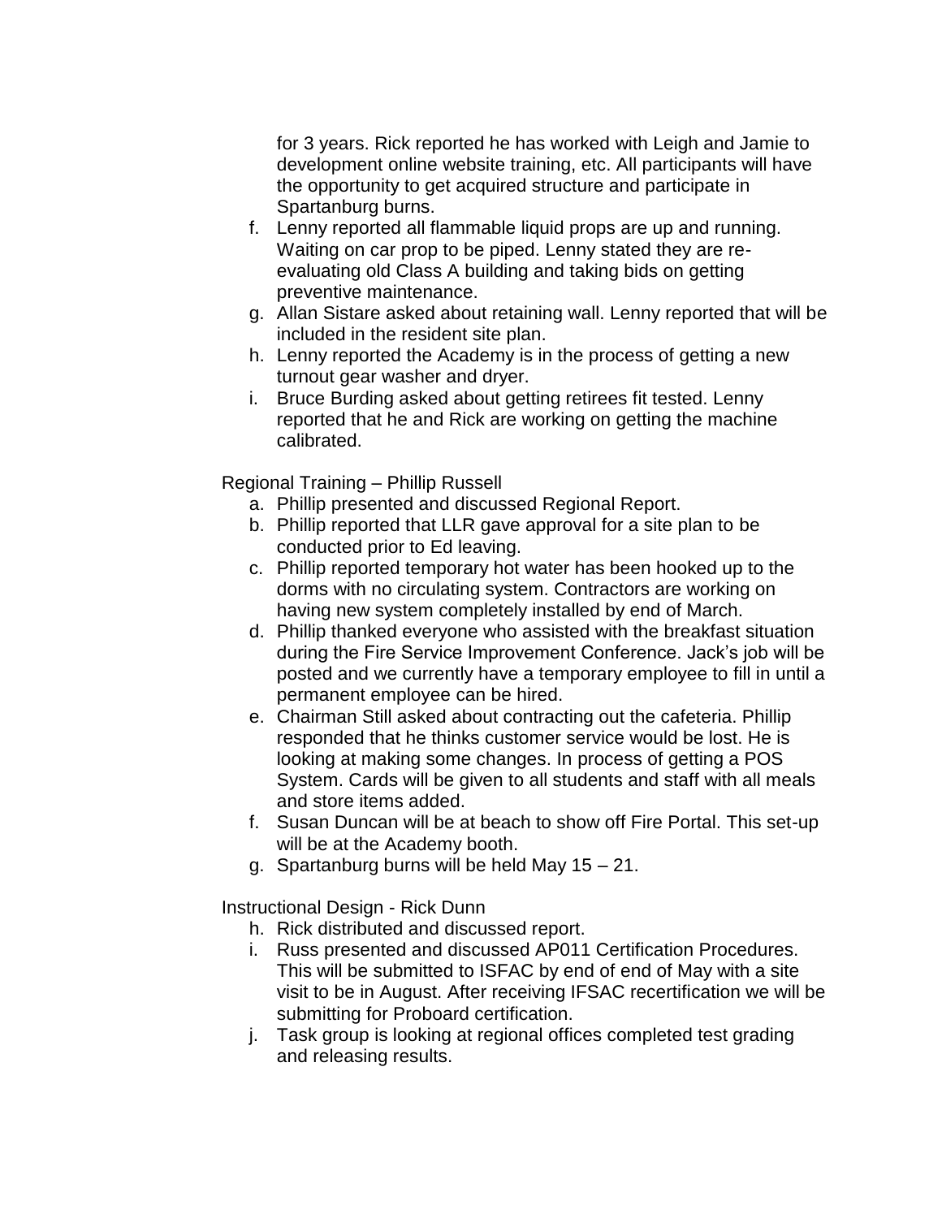for 3 years. Rick reported he has worked with Leigh and Jamie to development online website training, etc. All participants will have the opportunity to get acquired structure and participate in Spartanburg burns.

f. Lenny reported all flammable liquid props are up and running. Waiting on car prop to be piped. Lenny stated they are re-evaluating old Class A building and taking bids on getting preventive maintenance.
g. Allan Sistare asked about retaining wall. Lenny reported that will be included in the resident site plan.
h. Lenny reported the Academy is in the process of getting a new turnout gear washer and dryer.
i. Bruce Burding asked about getting retirees fit tested. Lenny reported that he and Rick are working on getting the machine calibrated.

Regional Training – Phillip Russell

a. Phillip presented and discussed Regional Report.
b. Phillip reported that LLR gave approval for a site plan to be conducted prior to Ed leaving.
c. Phillip reported temporary hot water has been hooked up to the dorms with no circulating system. Contractors are working on having new system completely installed by end of March.
d. Phillip thanked everyone who assisted with the breakfast situation during the Fire Service Improvement Conference. Jack's job will be posted and we currently have a temporary employee to fill in until a permanent employee can be hired.
e. Chairman Still asked about contracting out the cafeteria. Phillip responded that he thinks customer service would be lost. He is looking at making some changes. In process of getting a POS System. Cards will be given to all students and staff with all meals and store items added.
f. Susan Duncan will be at beach to show off Fire Portal. This set-up will be at the Academy booth.
g. Spartanburg burns will be held May 15 – 21.

Instructional Design - Rick Dunn

h. Rick distributed and discussed report.
i. Russ presented and discussed AP011 Certification Procedures. This will be submitted to ISFAC by end of end of May with a site visit to be in August. After receiving IFSAC recertification we will be submitting for Proboard certification.
j. Task group is looking at regional offices completed test grading and releasing results.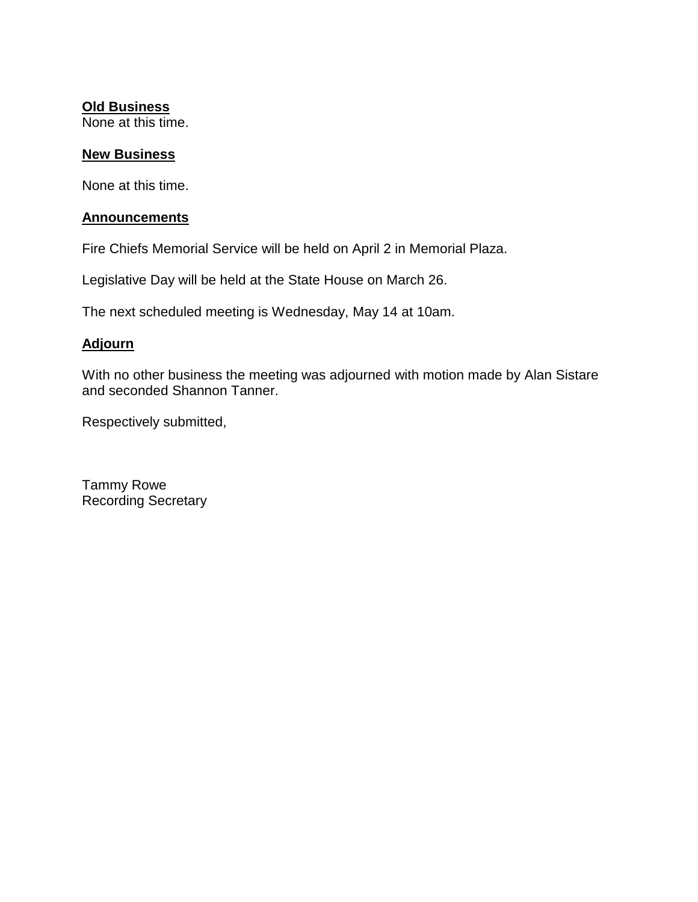**Old Business**

None at this time.

**New Business**

None at this time.

**Announcements**

Fire Chiefs Memorial Service will be held on April 2 in Memorial Plaza.

Legislative Day will be held at the State House on March 26.

The next scheduled meeting is Wednesday, May 14 at 10am.

**Adjourn**

With no other business the meeting was adjourned with motion made by Alan Sistare and seconded Shannon Tanner.

Respectively submitted,

Tammy Rowe
Recording Secretary